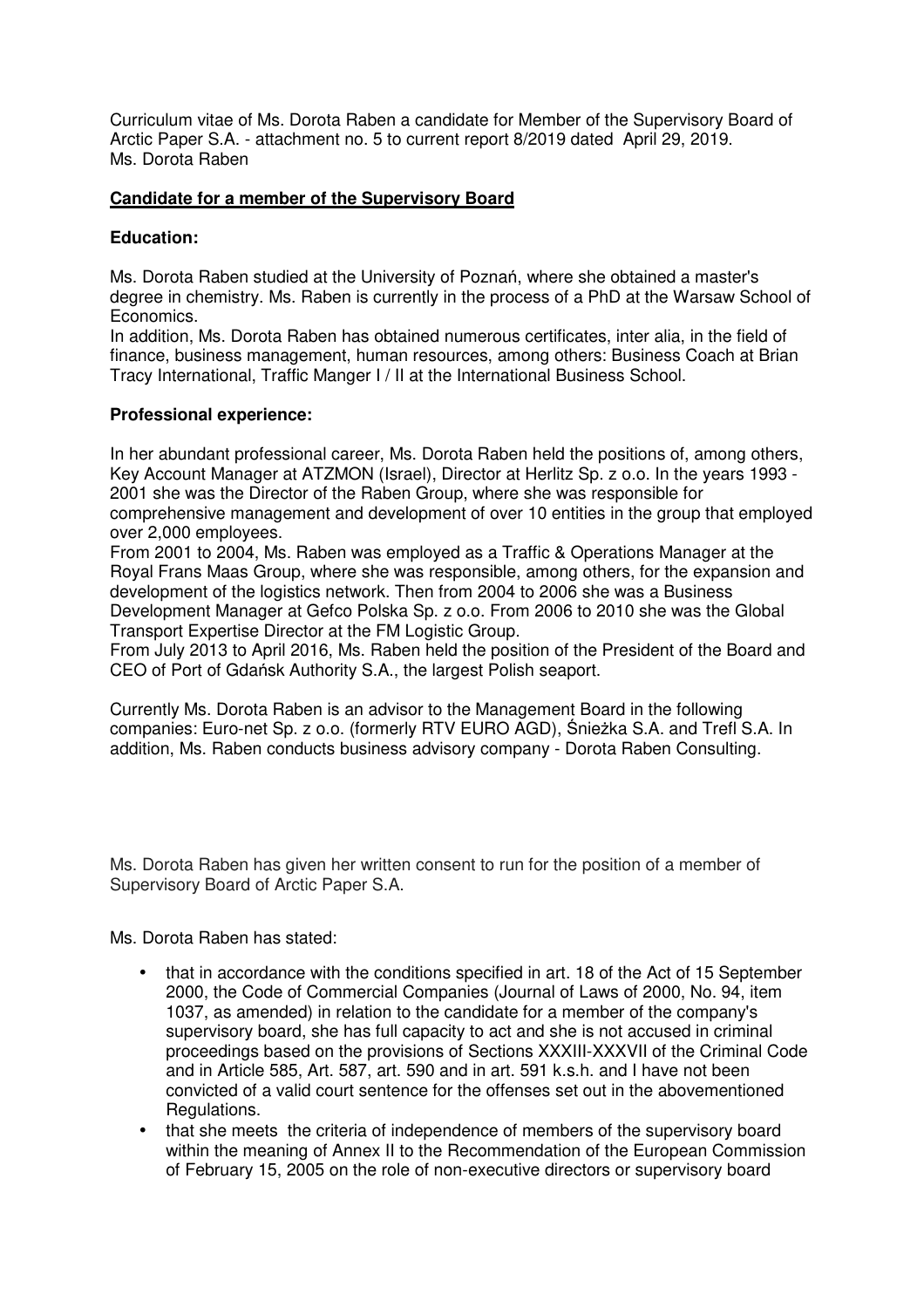Curriculum vitae of Ms. Dorota Raben a candidate for Member of the Supervisory Board of Arctic Paper S.A. - attachment no. 5 to current report 8/2019 dated April 29, 2019.
Ms. Dorota Raben

**Candidate for a member of the Supervisory Board**

**Education:**

Ms. Dorota Raben studied at the University of Poznań, where she obtained a master's degree in chemistry. Ms. Raben is currently in the process of a PhD at the Warsaw School of Economics.
In addition, Ms. Dorota Raben has obtained numerous certificates, inter alia, in the field of finance, business management, human resources, among others: Business Coach at Brian Tracy International, Traffic Manger I / II at the International Business School.

**Professional experience:**

In her abundant professional career, Ms. Dorota Raben held the positions of, among others, Key Account Manager at ATZMON (Israel), Director at Herlitz Sp. z o.o. In the years 1993 - 2001 she was the Director of the Raben Group, where she was responsible for comprehensive management and development of over 10 entities in the group that employed over 2,000 employees.
From 2001 to 2004, Ms. Raben was employed as a Traffic & Operations Manager at the Royal Frans Maas Group, where she was responsible, among others, for the expansion and development of the logistics network. Then from 2004 to 2006 she was a Business Development Manager at Gefco Polska Sp. z o.o. From 2006 to 2010 she was the Global Transport Expertise Director at the FM Logistic Group.
From July 2013 to April 2016, Ms. Raben held the position of the President of the Board and CEO of Port of Gdańsk Authority S.A., the largest Polish seaport.

Currently Ms. Dorota Raben is an advisor to the Management Board in the following companies: Euro-net Sp. z o.o. (formerly RTV EURO AGD), Śnieżka S.A. and Trefl S.A. In addition, Ms. Raben conducts business advisory company - Dorota Raben Consulting.

Ms. Dorota Raben has given her written consent to run for the position of a member of Supervisory Board of Arctic Paper S.A.

Ms. Dorota Raben has stated:

- that in accordance with the conditions specified in art. 18 of the Act of 15 September 2000, the Code of Commercial Companies (Journal of Laws of 2000, No. 94, item 1037, as amended) in relation to the candidate for a member of the company's supervisory board, she has full capacity to act and she is not accused in criminal proceedings based on the provisions of Sections XXXIII-XXXVII of the Criminal Code and in Article 585, Art. 587, art. 590 and in art. 591 k.s.h. and I have not been convicted of a valid court sentence for the offenses set out in the abovementioned Regulations.
- that she meets the criteria of independence of members of the supervisory board within the meaning of Annex II to the Recommendation of the European Commission of February 15, 2005 on the role of non-executive directors or supervisory board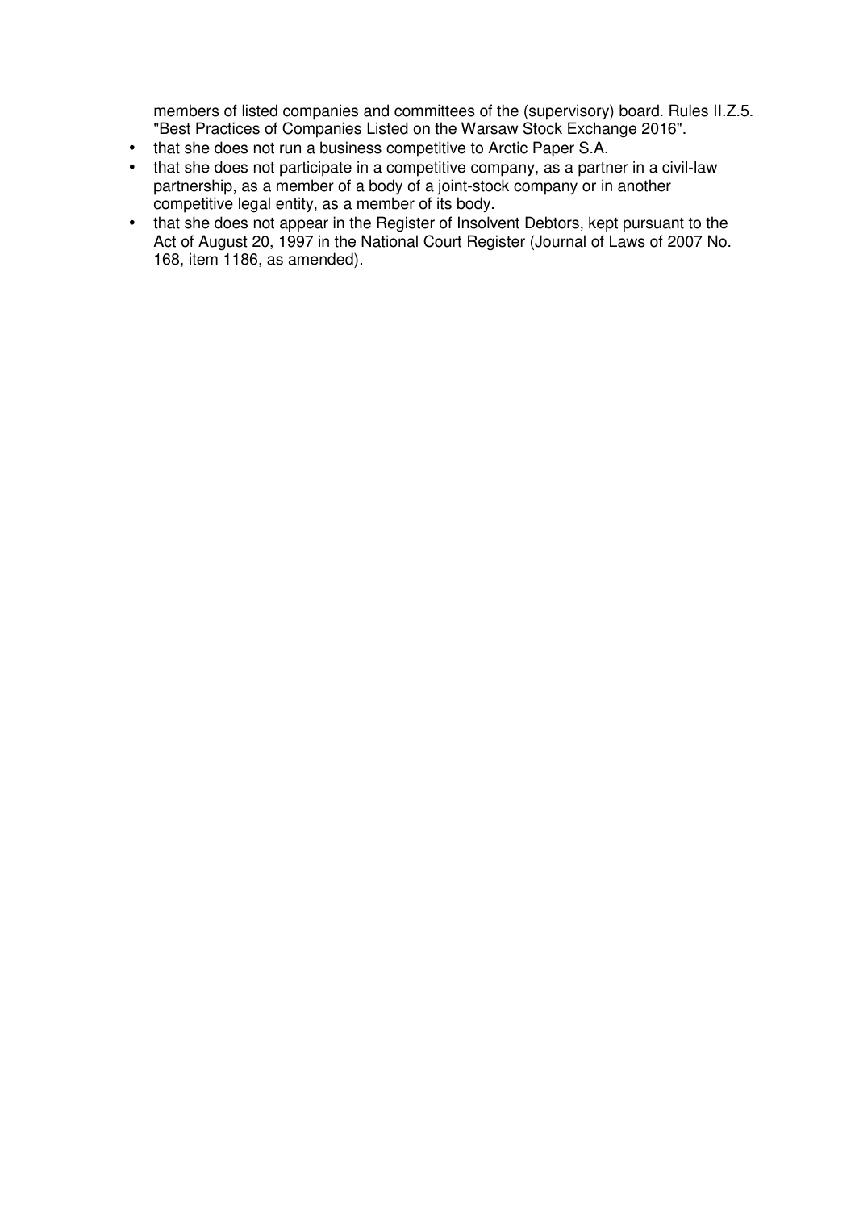members of listed companies and committees of the (supervisory) board. Rules II.Z.5. "Best Practices of Companies Listed on the Warsaw Stock Exchange 2016".

- that she does not run a business competitive to Arctic Paper S.A.
- that she does not participate in a competitive company, as a partner in a civil-law partnership, as a member of a body of a joint-stock company or in another competitive legal entity, as a member of its body.
- that she does not appear in the Register of Insolvent Debtors, kept pursuant to the Act of August 20, 1997 in the National Court Register (Journal of Laws of 2007 No. 168, item 1186, as amended).